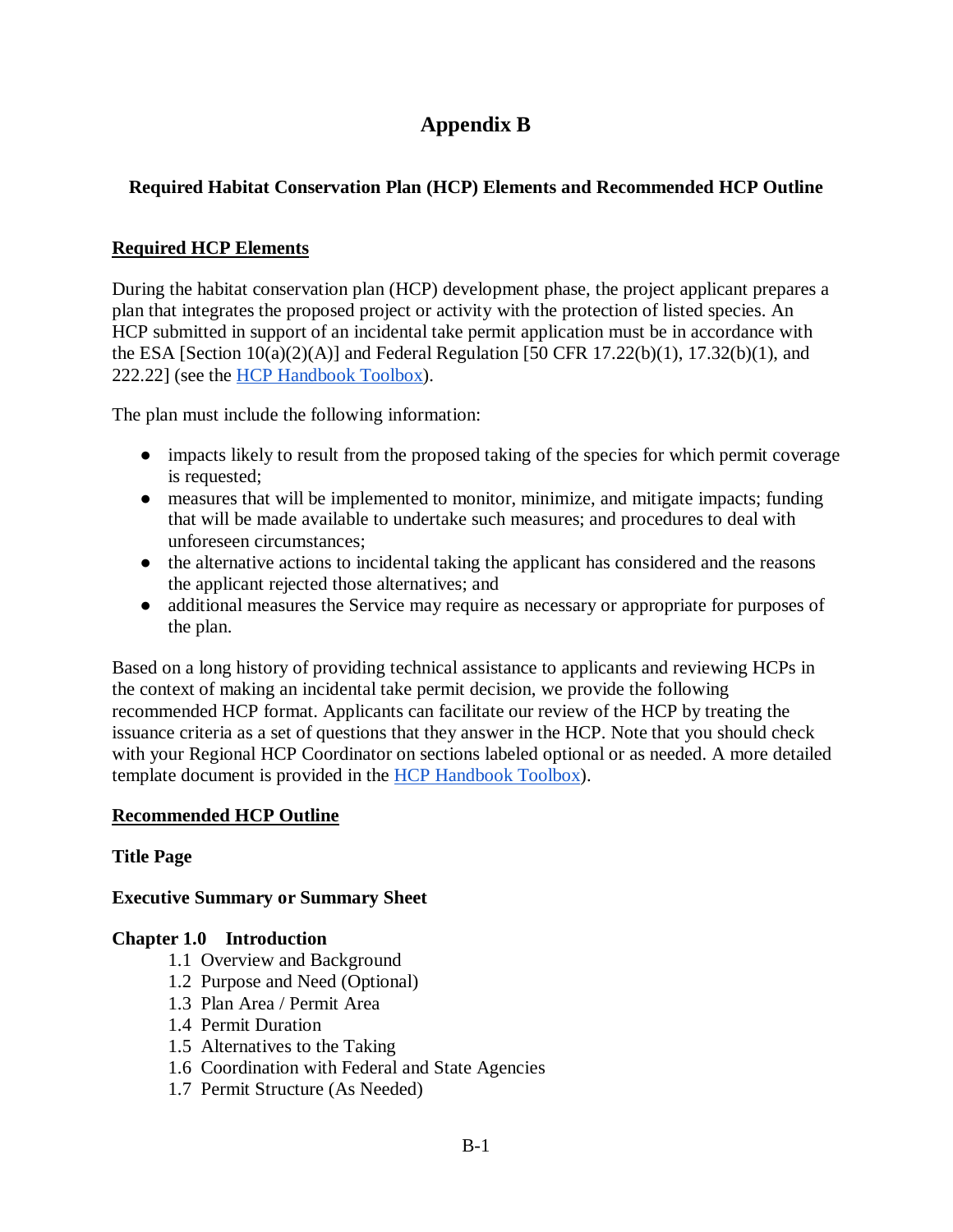# Appendix B

## Required Habitat Conservation Plan (HCP) Elements and Recommended HCP Outline

### Required HCP Elements

During the habitat conservation plan (HCP) development phase, the project applicant prepares a plan that integrates the proposed project or activity with the protection of listed species. An HCP submitted in support of an incidental take permit application must be in accordance with the ESA [Section 10(a)(2)(A)] and Federal Regulation [50 CFR 17.22(b)(1), 17.32(b)(1), and 222.22] (see the HCP Handbook Toolbox).

The plan must include the following information:

- impacts likely to result from the proposed taking of the species for which permit coverage is requested;
- measures that will be implemented to monitor, minimize, and mitigate impacts; funding that will be made available to undertake such measures; and procedures to deal with unforeseen circumstances;
- the alternative actions to incidental taking the applicant has considered and the reasons the applicant rejected those alternatives; and
- additional measures the Service may require as necessary or appropriate for purposes of the plan.

Based on a long history of providing technical assistance to applicants and reviewing HCPs in the context of making an incidental take permit decision, we provide the following recommended HCP format. Applicants can facilitate our review of the HCP by treating the issuance criteria as a set of questions that they answer in the HCP. Note that you should check with your Regional HCP Coordinator on sections labeled optional or as needed. A more detailed template document is provided in the HCP Handbook Toolbox).

### Recommended HCP Outline

**Title Page**

**Executive Summary or Summary Sheet**

**Chapter 1.0 Introduction**

- 1.1 Overview and Background
- 1.2 Purpose and Need (Optional)
- 1.3 Plan Area / Permit Area
- 1.4 Permit Duration
- 1.5 Alternatives to the Taking
- 1.6 Coordination with Federal and State Agencies
- 1.7 Permit Structure (As Needed)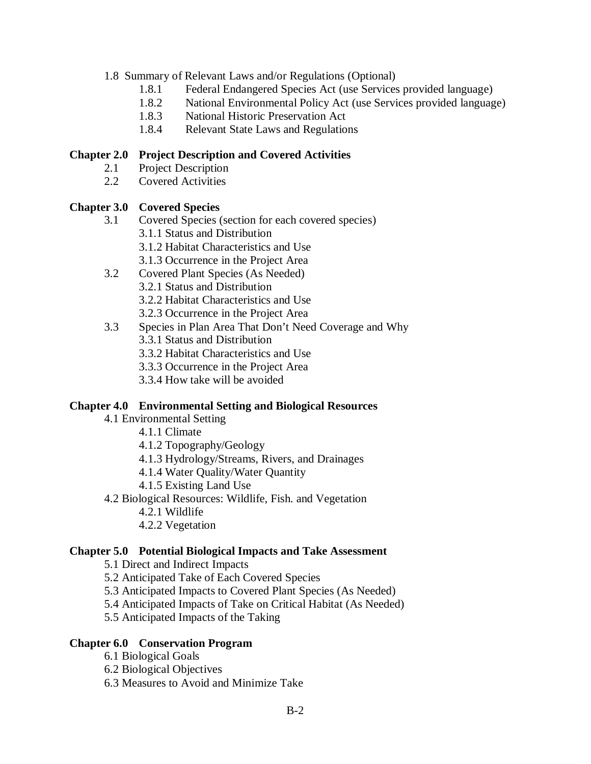- 1.8 Summary of Relevant Laws and/or Regulations (Optional)
  - 1.8.1 Federal Endangered Species Act (use Services provided language)
  - 1.8.2 National Environmental Policy Act (use Services provided language)
  - 1.8.3 National Historic Preservation Act
  - 1.8.4 Relevant State Laws and Regulations

**Chapter 2.0 Project Description and Covered Activities**

- 2.1 Project Description
- 2.2 Covered Activities

**Chapter 3.0 Covered Species**

- 3.1 Covered Species (section for each covered species)
  - 3.1.1 Status and Distribution
  - 3.1.2 Habitat Characteristics and Use
  - 3.1.3 Occurrence in the Project Area
- 3.2 Covered Plant Species (As Needed)
  - 3.2.1 Status and Distribution
  - 3.2.2 Habitat Characteristics and Use
  - 3.2.3 Occurrence in the Project Area
- 3.3 Species in Plan Area That Don't Need Coverage and Why
  - 3.3.1 Status and Distribution
  - 3.3.2 Habitat Characteristics and Use
  - 3.3.3 Occurrence in the Project Area
  - 3.3.4 How take will be avoided

**Chapter 4.0 Environmental Setting and Biological Resources**

- 4.1 Environmental Setting
  - 4.1.1 Climate
  - 4.1.2 Topography/Geology
  - 4.1.3 Hydrology/Streams, Rivers, and Drainages
  - 4.1.4 Water Quality/Water Quantity
  - 4.1.5 Existing Land Use
- 4.2 Biological Resources: Wildlife, Fish. and Vegetation
  - 4.2.1 Wildlife
  - 4.2.2 Vegetation

**Chapter 5.0 Potential Biological Impacts and Take Assessment**

- 5.1 Direct and Indirect Impacts
- 5.2 Anticipated Take of Each Covered Species
- 5.3 Anticipated Impacts to Covered Plant Species (As Needed)
- 5.4 Anticipated Impacts of Take on Critical Habitat (As Needed)
- 5.5 Anticipated Impacts of the Taking

**Chapter 6.0 Conservation Program**

- 6.1 Biological Goals
- 6.2 Biological Objectives
- 6.3 Measures to Avoid and Minimize Take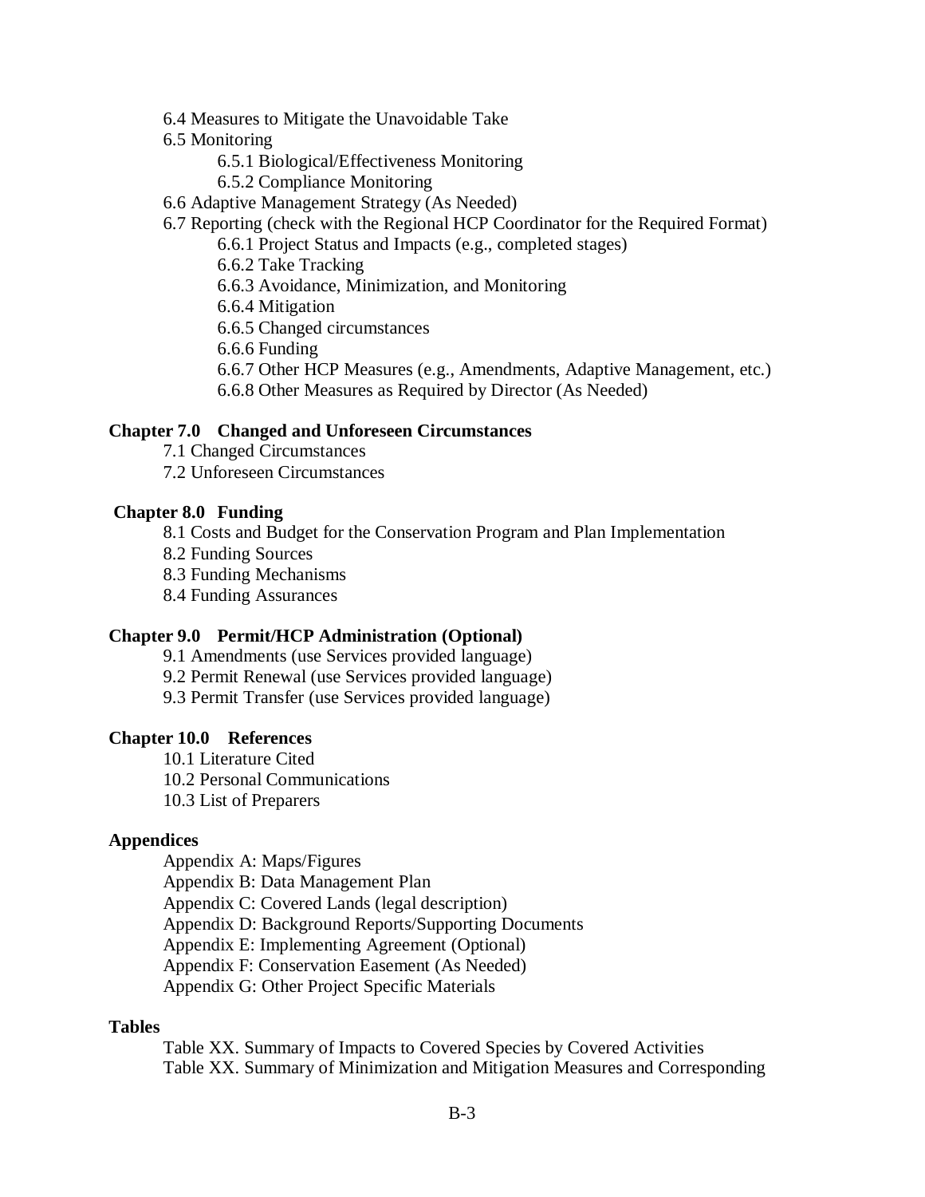- 6.4 Measures to Mitigate the Unavoidable Take
- 6.5 Monitoring
  - 6.5.1 Biological/Effectiveness Monitoring
  - 6.5.2 Compliance Monitoring
- 6.6 Adaptive Management Strategy (As Needed)
- 6.7 Reporting (check with the Regional HCP Coordinator for the Required Format)
  - 6.6.1 Project Status and Impacts (e.g., completed stages)
  - 6.6.2 Take Tracking
  - 6.6.3 Avoidance, Minimization, and Monitoring
  - 6.6.4 Mitigation
  - 6.6.5 Changed circumstances
  - 6.6.6 Funding
  - 6.6.7 Other HCP Measures (e.g., Amendments, Adaptive Management, etc.)
  - 6.6.8 Other Measures as Required by Director (As Needed)

**Chapter 7.0 Changed and Unforeseen Circumstances**

- 7.1 Changed Circumstances
- 7.2 Unforeseen Circumstances

**Chapter 8.0 Funding**

- 8.1 Costs and Budget for the Conservation Program and Plan Implementation
- 8.2 Funding Sources
- 8.3 Funding Mechanisms
- 8.4 Funding Assurances

**Chapter 9.0 Permit/HCP Administration (Optional)**

- 9.1 Amendments (use Services provided language)
- 9.2 Permit Renewal (use Services provided language)
- 9.3 Permit Transfer (use Services provided language)

**Chapter 10.0 References**

- 10.1 Literature Cited
- 10.2 Personal Communications
- 10.3 List of Preparers

**Appendices**

- Appendix A: Maps/Figures
- Appendix B: Data Management Plan
- Appendix C: Covered Lands (legal description)
- Appendix D: Background Reports/Supporting Documents
- Appendix E: Implementing Agreement (Optional)
- Appendix F: Conservation Easement (As Needed)
- Appendix G: Other Project Specific Materials

**Tables**

- Table XX. Summary of Impacts to Covered Species by Covered Activities
- Table XX. Summary of Minimization and Mitigation Measures and Corresponding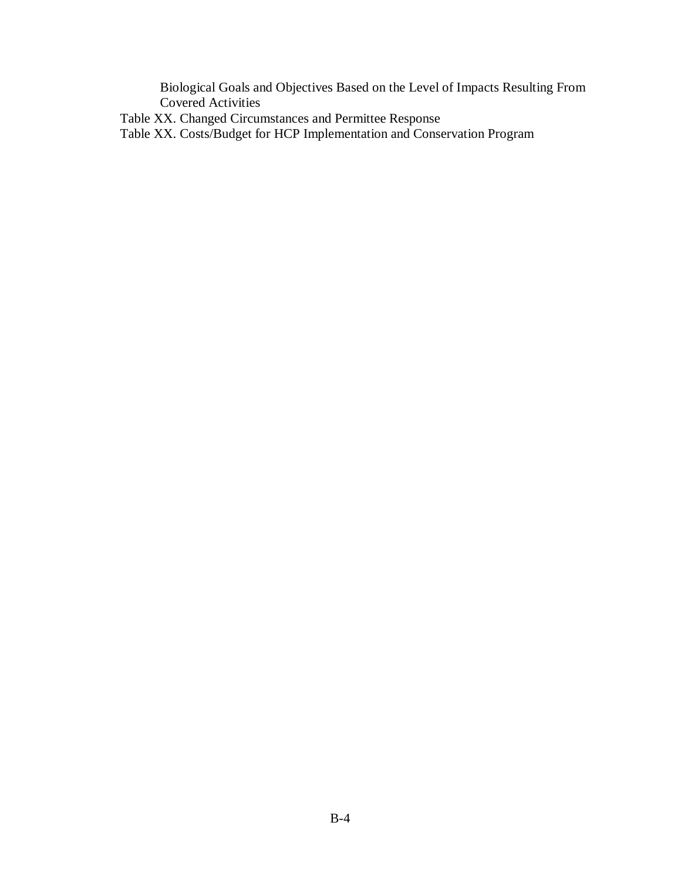Biological Goals and Objectives Based on the Level of Impacts Resulting From Covered Activities

Table XX. Changed Circumstances and Permittee Response

Table XX. Costs/Budget for HCP Implementation and Conservation Program